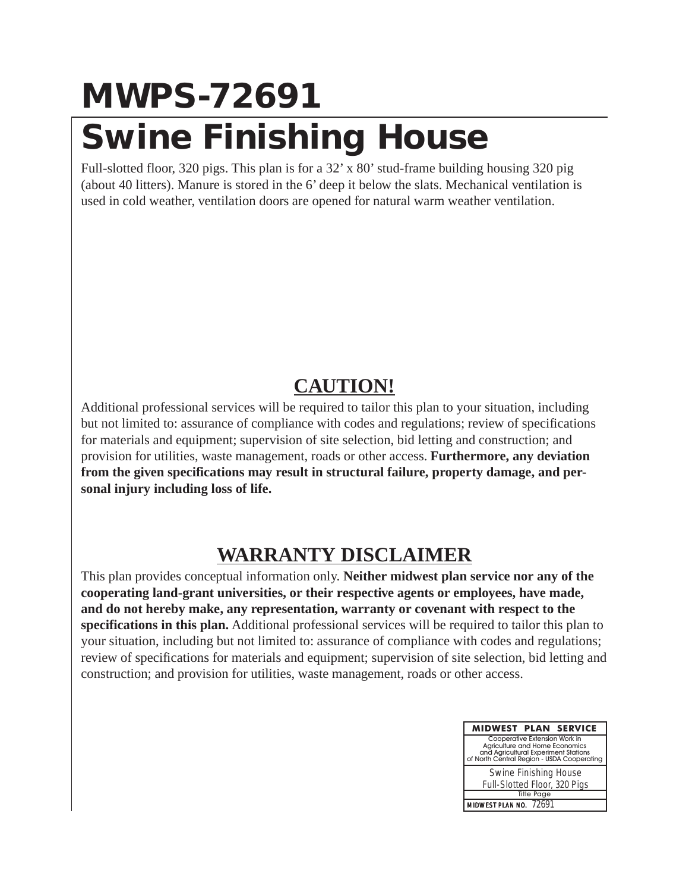# MWPS-72691

# Swine Finishing House

Full-slotted floor, 320 pigs. This plan is for a 32’ x 80’ stud-frame building housing 320 pig (about 40 litters). Manure is stored in the 6’ deep it below the slats. Mechanical ventilation is used in cold weather, ventilation doors are opened for natural warm weather ventilation.

## CAUTION!

Additional professional services will be required to tailor this plan to your situation, including but not limited to: assurance of compliance with codes and regulations; review of specifications for materials and equipment; supervision of site selection, bid letting and construction; and provision for utilities, waste management, roads or other access. **Furthermore, any deviation from the given specifications may result in structural failure, property damage, and personal injury including loss of life.**

## WARRANTY DISCLAIMER

This plan provides conceptual information only. **Neither midwest plan service nor any of the cooperating land-grant universities, or their respective agents or employees, have made, and do not hereby make, any representation, warranty or covenant with respect to the specifications in this plan.** Additional professional services will be required to tailor this plan to your situation, including but not limited to: assurance of compliance with codes and regulations; review of specifications for materials and equipment; supervision of site selection, bid letting and construction; and provision for utilities, waste management, roads or other access.

| MIDWEST PLAN SERVICE |
| --- |
| Cooperative Extension Work in Agriculture and Home Economics and Agricultural Experiment Stations of North Central Region - USDA Cooperating |
| Swine Finishing House Full-Slotted Floor, 320 Pigs |
| Title Page |
| MIDWEST PLAN NO. 72691 |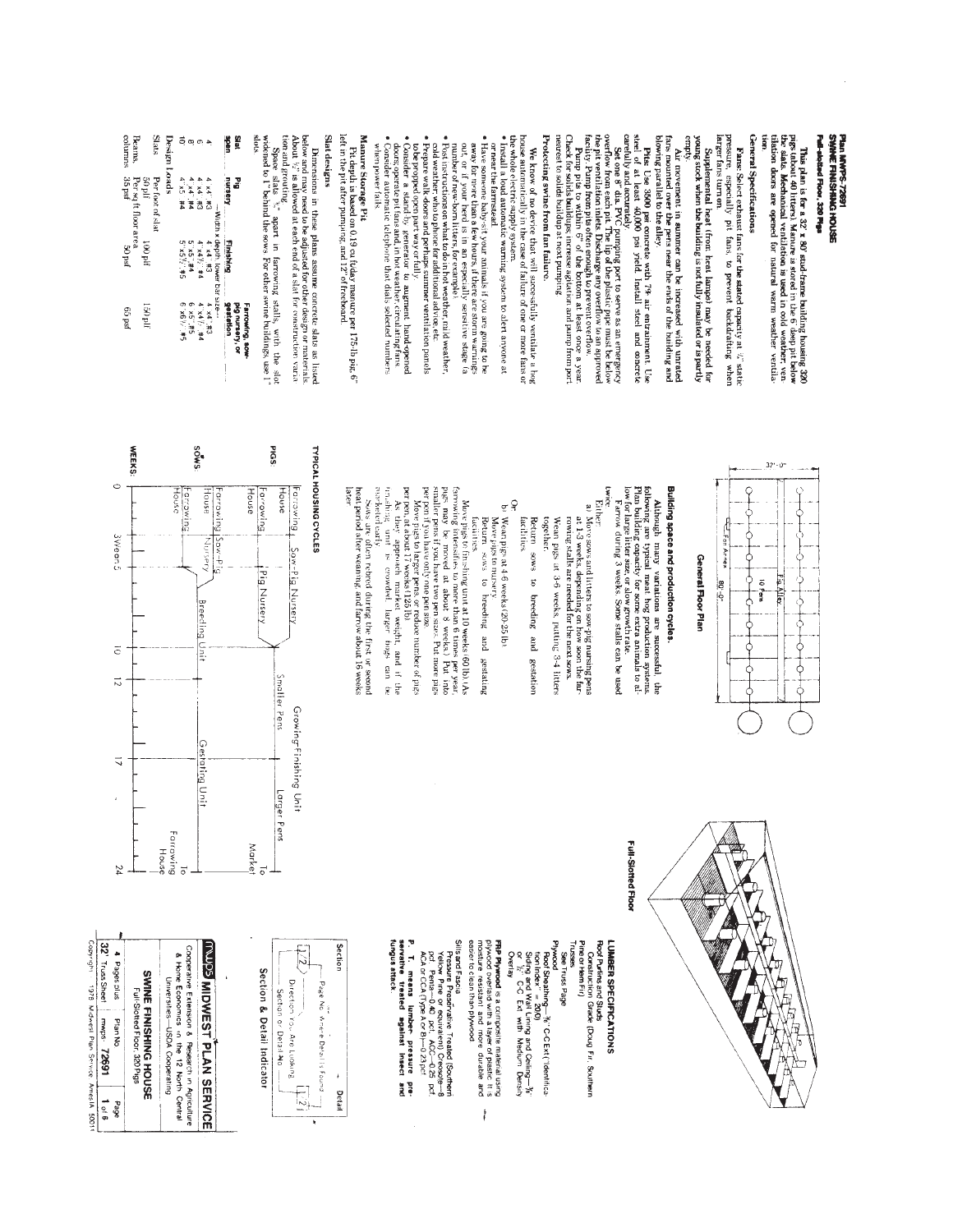# Plan MWPS-72691
# SWINE FINISHING HOUSE
## Full-slotted Floor, 320 Pigs

This plan is for a 32' x 80' stud-frame building housing 320 pigs from 40 to 220 lb. Manure is stored in a deep pit below the slats. Mechanical ventilation is used in cold weather; ventilation doors are opened for natural warm weather ventilation.

## General Specifications

**Fans:** Select exhaust fans for the stated capacity at 1/8" static pressure, especially pit fans, to prevent backdrafting when larger fans turn on.

**Supplemental heat** (from heat lamps) may be needed for young stock when the building is not fully insulated or is partly empty.

**Air movement** in summer can be increased with unrated fans mounted over the pens near the ends of the building and blowing parallel to the alley.

**Pits:** Use 3500 psi concrete with 7% air entrainment. Use steel of at least 40,000 psi yield. Install steel and concrete carefully and accurately.

**Set one 8" dia. PVC pumping port** to serve as an emergency overflow from each pit. The lip of the plastic pipe must be below the pit ventilation inlets. Discharge any overflow to an approved facility. Pump from pits often enough to prevent overflow.

Pump pits to within 6" of the bottom at least once a year. Check for solids buildup; increase agitation and pump from port nearest to solids buildup at next pumping.

### Protecting swine from fan failure.

We know of no device that will successfully ventilate a hog house automatically in the case of failure of one or more fans or the whole electric supply system.

- Install a load automatic warning system to alert anyone at or near the farmstead.
- Have someone check your animals if you are going to be away for more than a few hours, if there are storm warnings out, or if your herd is in an especially sensitive stage (a number of new-born litters, for example).
- Post instructions on what to do in hot weather, mild weather, cold weather; who to phone for additional advice, etc.
- Prepare walk doors and perhaps summer ventilation panels to be propped open part way or fully.
- Consider a stand-by generator to augment hand-opened doors, operate pit fans and, in hot weather, circulating fans.
- Consider automatic telephone that dials selected numbers when power fails.

### Manure Storage Pit

Pit depth is based on 0.19 cu ft/day manure per 175-lb pig, 6" left in the pit after pumping, and 12" of freeboard.

### Slat designs

Dimensions in these plans assume concrete slats as listed below and may need to be adjusted for other design or materials. About 1/2" is allowed at each end of a slat for construction variation and grouting.

Space slats 3/8" apart in farrowing stalls, with the slat widened to 1" behind the sows. For other swine buildings, use 1" slots.

| Slat span | Pig nursery | Finishing | Farrowing, sow-pig nursery, or gestation |
|---|---|---|---|
| | —Width x depth, lower bar size— | | |
| 4 | 4 x4, #3 | 4 x4, #3 | 4 x4, #3 |
| 6 | 4 x4, #3 | 4 x4 1/2, #4 | 4 x4 1/2, #4 |
| 8 | 4 x4, #4 | 5 x5, #4 | 6 x5, #5 |
| 10 | 4 x5, #4 | 5 x5 1/2, #5 | 6 x6 1/2, #5 |

**Design Loads**

| | | | |
|---|---|---|---|
| Slats | Per foot of slat | | |
| | 50 plf | 100 plf | 150 plf |
| Beams, columns | Per sq ft floor area | | |
| | 35 psf | 50 psf | 65 psf |

## General Floor Plan

32'-0" | 80'-0" | Fan Areas | Feed Alley | 10 Pens

## Building space and production cycles.

Although many variations are successful, the following are typical meat hog production systems. Plan building capacity for some extra animals to allow for large litter size, or slow growth rate.

Farrow during 3 weeks. Some stalls can be used twice.

Either:

a) Move sows and litters to sow-pig nursing pens at 1-3 weeks, depending on how soon the farrowing stalls are needed for the next sows.

Wean pigs at 3-6 weeks, putting 3-4 litters together.

Return sows to breeding and gestation facilities.

Or

b) Wean pigs at 4-6 weeks (20-25 lb).

Move pigs to nursery.

Return sows to breeding and gestating facilities.

Move pigs to finishing unit at 10 weeks (60 lb). (As farrowing intensifies, to more than 6 times per year, pigs may be moved at about 8 weeks.) Put into smaller pens if you have two pen sizes. Put more pigs per pen than you will ultimately want per pen.

Move pigs to larger pens, or reduce number of pigs per pen, at about 17 weeks (125 lb).

As they approach market weight, and if the finishing unit is crowded, larger hogs can be marketed early.

Sows are often rebred during the first or second heat period after weaning, and farrow about 16 weeks later.

## TYPICAL HOUSING CYCLES

| | 0 | 3 Wean 5 | 10 | 12 | 17 | 24 |
|---|---|---|---|---|---|---|
| PIGS: | Farrowing House → Sow-Pig Nursery | | | Growing-Finishing Unit: Smaller Pens | Larger Pens | To Market |
| | Farrowing House → Pig Nursery | | | | | |
| SOWS: | Farrowing House → Sow-Pig Nursery | → Breeding Unit | | | Gestating Unit | To Farrowing House |
| | Farrowing House → Nursery | | | | | |

WEEKS: 0, 3 Wean 5, 10, 12, 17, 24

## Full-Slotted Floor

## LUMBER SPECIFICATIONS

**Roof Purlins and Studs**
Construction Grade (Doug Fir, Southern Pine or Hem Fir)

**Trusses**
See Truss Page

**Plywood**
Roof Sheathing—5/8" C-C Ext (Identification Index" = 200)
Siding and Wall Lining and Ceiling—5/8" or 1/2" C-C Ext. with Medium Density Overlay

**FRP Plywood** is a composite material using plywood overlaid with a layer of plastic. It is moisture resistant and more durable and easier to clean than plywood.

**Sills and Fascia**
Pressure Preservative Treated (Southern Yellow Pine or equivalent) Creosote—8 pcf, Penta—0.40 pcf, ACC—0.25 pcf, ACA or CCA (Type A or B)—0.23 pcf

**P. T. means lumber pressure preservative treated against insect and fungus attack.**

## Section & Detail Indicator

Section — Page No. Where Details Found — Direction You Are Looking — Section or Detail No. — Detail

**MWPS MIDWEST PLAN SERVICE**
Cooperative Extension & Research in Agriculture & Home Economics in the 12 North Central Universities—USDA Cooperating

**SWINE FINISHING HOUSE**
Full-Slotted Floor, 320 Pigs

| 4 Pages plus 32' Truss Sheet | Plan No. mwps-72691 | Page 1 of 6 |
|---|---|---|

Copyright 1978 Midwest Plan Service Ames IA 50011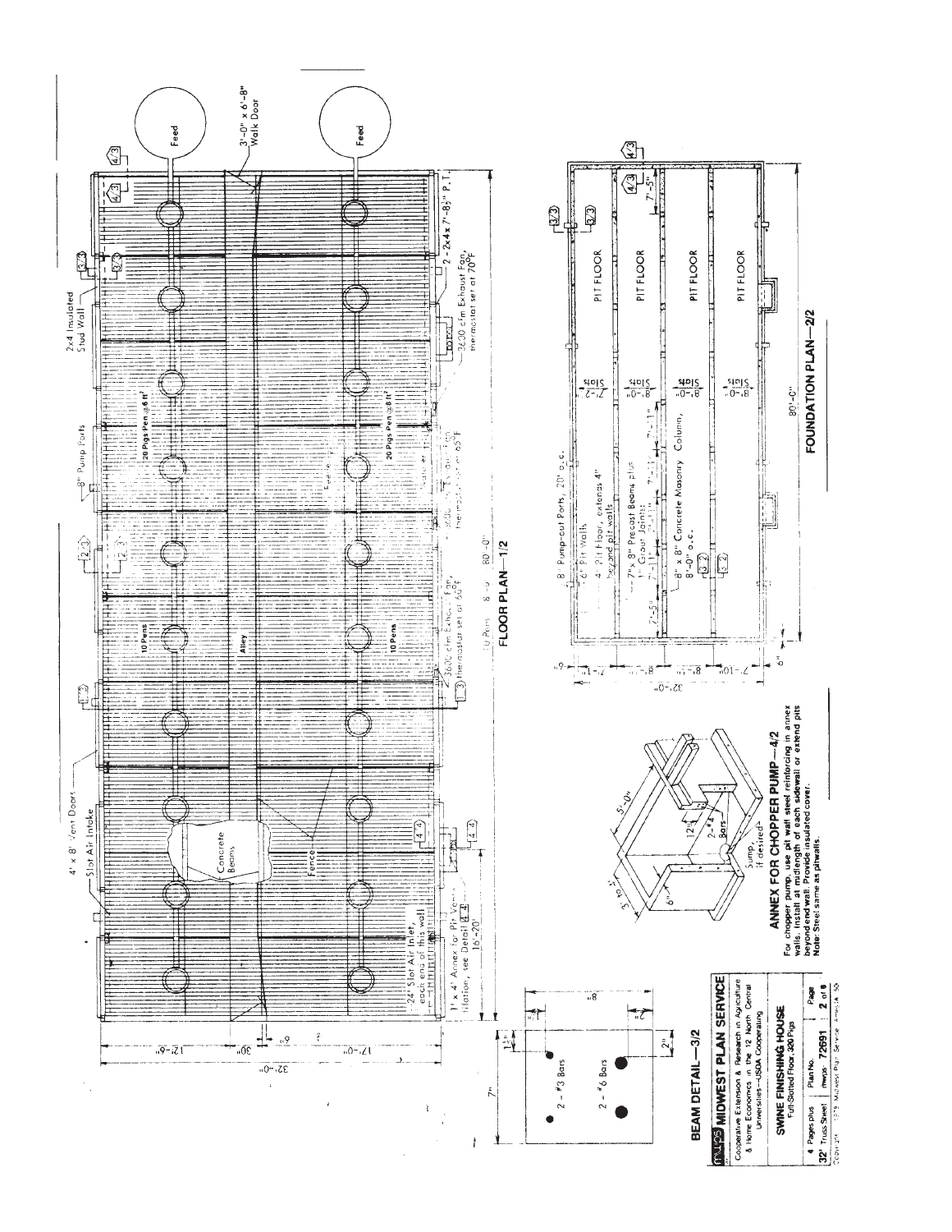## FLOOR PLAN—1/2

- 4' x 8' Vent Doors
- Slot Air Intake
- 2x4 Insulated Stud Wall
- 3'-0" x 6'-8" Walk Door
- Feed
- 2 - 2x4 x 7'-8½" P.T.
- 3600 cfm Exhaust Fan, thermostat set at 70°F
- 8" Pump Ports
- 20 Pigs Pen @ 8 ft²
- 3600 cfm Exhaust Fan, thermostat set at 65°F
- 3600 cfm Exhaust Fan, thermostat set at 60°F
- 10 Pens
- Alley
- Fence
- Concrete Beams
- 1' x 4' Annex for Pit Ventilation, see Detail 4/4
- 24" Slot Air Inlet, each end of this wall
- 10 Pens 8'-0" 80'-0"
- 12'-6", 30", 6", 12'-0", 32'-0"

## FOUNDATION PLAN—2/2

- 8" Pump-out Ports, 20' o.c.
- 6" Pit Walls
- 4" Pit Floor, extends 4" beyond pit walls
- 7½" x 8" Precast Beams plus 1" Grout Joints
- 8" x 8" Concrete Masonry Column, 8'-0" o.c.
- PIT FLOOR
- Slats 7'-2", 8'-0", 8'-0", 8'-0"
- 7'-5", 7'-1"
- 80'-0"
- 32'-0"

## ANNEX FOR CHOPPER PUMP—4/2

For chopper pump, use pit wall steel reinforcing in annex walls. Install at midlength of each sidewall or extend pits beyond end wall. Provide insulated cover.
Note: Steel same as pit walls.

- 5'-0"
- 12"
- 2 - #4 Bars
- Sump, if desired
- 6'-
- 3' to 4'

## BEAM DETAIL—3/2

- 2 - #3 Bars
- 2 - #6 Bars
- 1½"
- 2"
- 8"
- 7"

**MWPS MIDWEST PLAN SERVICE**

Cooperative Extension & Research in Agriculture & Home Economics in the 12 North Central Universities—USDA Cooperating

**SWINE FINISHING HOUSE**
Full-Slotted Floor, 320 Pigs

| 4 Pages plus | Plan No. | Page |
|---|---|---|
| 32' Truss Sheet | mwps-72691 | 2 of 8 |

Copyright 1979, Midwest Plan Service, Ames, IA 50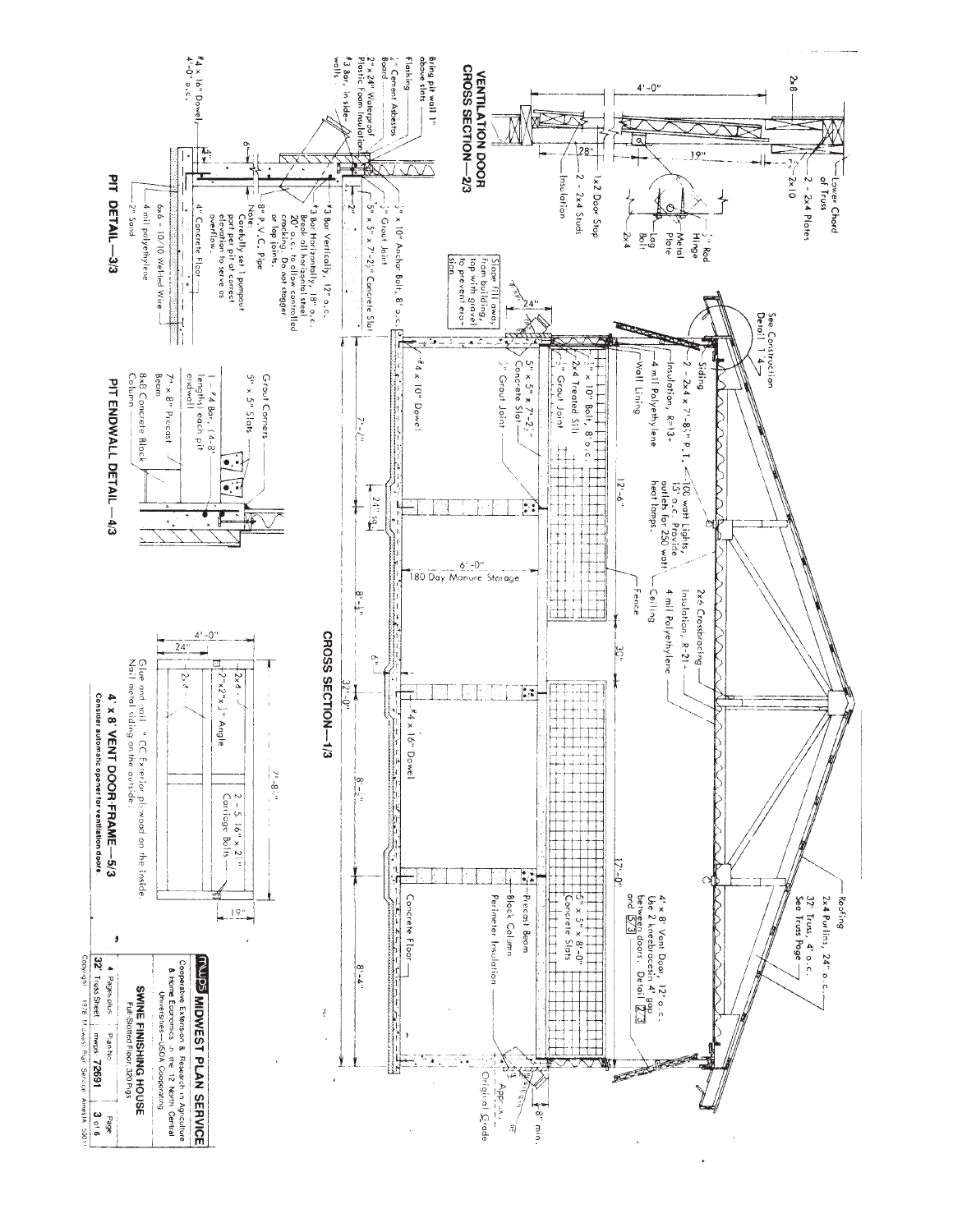## CROSS SECTION—1/3

See Construction Detail 1/4

Roofing
2x4 Purlins, 24" o.c.
32' Truss, 4' o.c.
See Truss Page

Siding
2 - 2x4 x 7'-8½" P.T.
Insulation, R=13+
4 mil Polyethylene
Wall Lining

100 watt Lights, 15' o.c. Provide outlets for 250 watt heat lamps.

2x6 Crossbracing
Insulation, R=21+
4 mil Polyethylene
Ceiling
Fence

4' x 8' Vent Door, 12' o.c.
Use 2 kneebraces in 4' gap between doors. Detail 2/3 and 5/3

½" x 10" Bolt, 8' o.c.
5" x 5" x 7'-2½" Concrete Slat
2x4 Treated Sill
½" Grout Joint
½" Grout Joint

Slope fill away from building, top with gravel to prevent erosion.

#4 x 10" Dowel
#4 x 16" Dowel

5" x 5" x 8'-0" Concrete Slats
Precast Beam
Block Column
Perimeter Insulation
Concrete Floor

Original Grade
Approx.
8" min.

12'-6" | 30" | 17'-0"

7'-½" | 24" sq. | 8'-½" | 8'-½" | 8'-4"

6'-0" — 180 Day Manure Storage

6"

32'-0"

## VENTILATION DOOR CROSS SECTION—2/3

2x8
4'-0"
19"
Lower Chord of Truss
2 - 2x4 Plates
2x10
½" Rod
Hinge
Metal Plate
Lag Bolt
2x4
1x2 Door Stop
2 - 2x4 Studs
Insulation
28"

## PIT DETAIL—3/3

Bring pit wall 1" above slats
Flashing
¼" Cement Asbestos Board
2" x 24" Waterproof Plastic Foam Insulation
#3 Bar, in sidewalls
½" x 10" Anchor Bolt, 8' o.c.
½" Grout Joint
5" x 5" x 7'-2½" Concrete Slat
2"
6"
#3 Bar Vertically, 12" o.c.
#3 Bar Horizontally, 18" o.c.
Break all horizontal steel 20' o.c. to allow controlled cracking. Do not stagger or lap joints.
8" P.V.C. Pipe
Note: Carefully set 1 pumpout port per pit at correct elevation to serve as overflow.
4" Concrete Floor
6x6 - 10/10 Welded Wire
4 mil polyethylene
2" Sand
#4 x 16" Dowel 4'-0" o.c.

## PIT ENDWALL DETAIL—4/3

Grout Corners
5" x 5" Slats
1 - #4 Bar, (4-8' lengths) each pit endwall
7" x 8" Precast Beam
8x8 Concrete Block Column

## 4' x 8' VENT DOOR-FRAME—5/3

4'-0"
24"
2x4
2"x2"x⅛" Angle
2x4
7'-8½"
2 - 5/16" x 2" Carriage Bolts
19"

Glue and nail ½" CC Exterior plywood on the inside.
Nail metal siding on the outside.

**Consider automatic opener for ventilation doors.**

---

**MWPS MIDWEST PLAN SERVICE**
Cooperative Extension & Research in Agriculture & Home Economics in the 12 North Central Universities—USDA Cooperating

**SWINE FINISHING HOUSE**
Full-Slotted Floor, 320 Pigs

| 4 Pages plus 32' Truss Sheet | Plan No. mwps-72691 | Page 3 of 6 |
|---|---|---|

Copyright 1978 Midwest Plan Service Ames IA 50011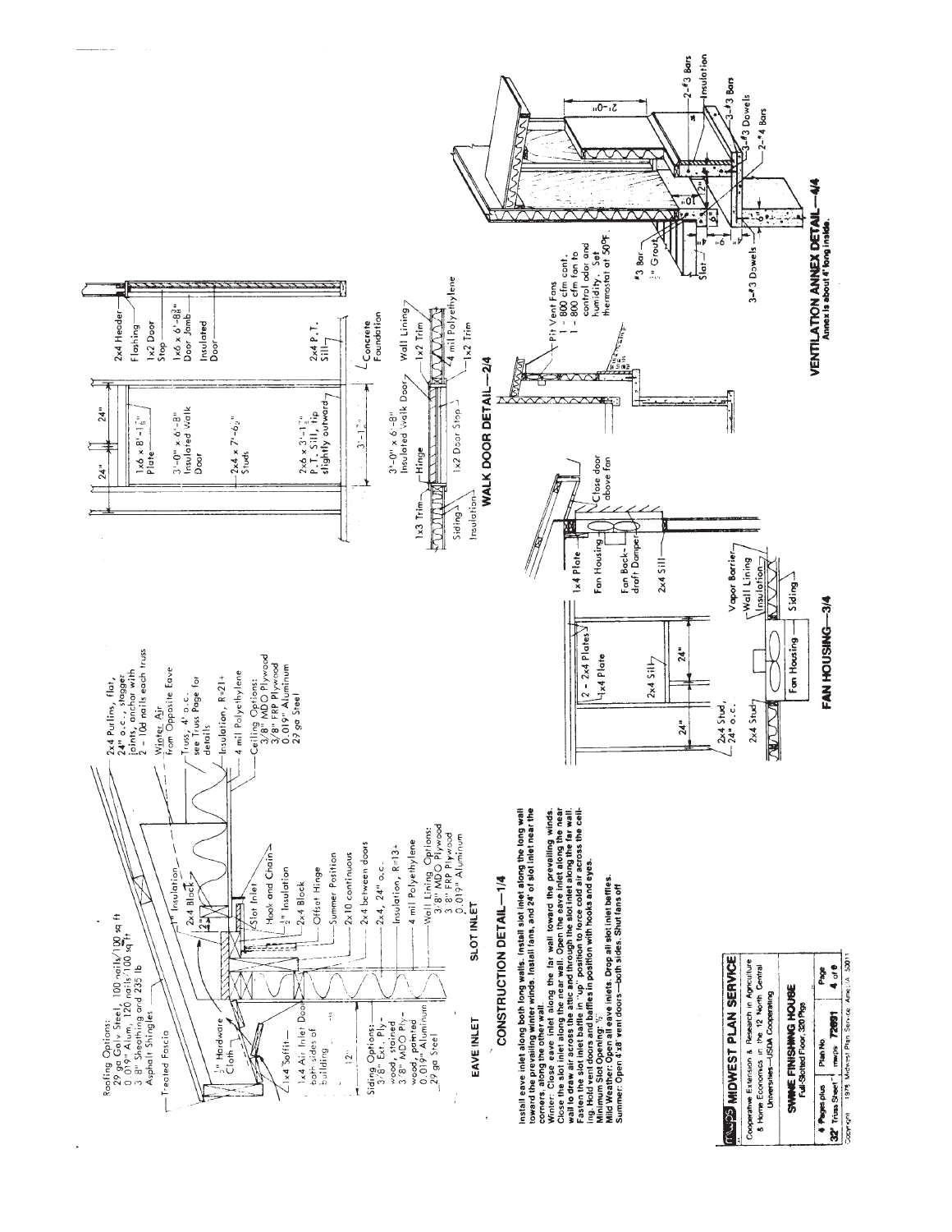Roofing Options:
29 ga Galv Steel, 100 nails/100 sq ft
0.019" Alum, 120 nails/100 sq ft
3/8" Sheathing and 235 lb
Asphalt Shingles

Treated Fascia

1/2" Hardware Cloth

1x4 Soffit

1x4 Air Inlet Door both sides of building

12"

Siding Options:
3/8" Ext. Plywood, stained
3/8" MDO Plywood, painted
0.019" Aluminum
29 ga Steel

1" Insulation

2x4 Block

2"

Slot Inlet

Hook and Chain

1/2" Insulation

2x4 Block

Offset Hinge

Summer Position

2x10 continuous

2x4 between doors

2x4, 24" o.c.

Insulation, R-13+

4 mil Polyethylene

Wall Lining Options:
3/8" MDO Plywood
3/8" FRP Plywood
0.019" Aluminum

2x4 Purlins, flat, 24" o.c., stagger joints, anchor with 2 - 10d nails each truss

Winter Air from Opposite Eave

Truss, 4' o.c. see Truss Page for details

Insulation, R=21+

4 mil Polyethylene

Ceiling Options:
3/8" MDO Plywood
3/8" FRP Plywood
0.019" Aluminum
29 ga Steel

EAVE INLET

SLOT INLET

## CONSTRUCTION DETAIL—1/4

Install eave inlet along both long walls. Install slot inlet along the long wall toward the prevailing winter winds. Install fans, and 24' of slot inlet near the corners, along the other wall.

Winter: Close eave inlet along the far wall toward the prevailing winds. Close the slot inlet along the near wall. Open the eave inlet along the near wall to draw air across the attic and through the slot inlet along the far wall. Fasten the slot inlet baffle in "up" position to force cold air across the ceiling. Hold vent doors and baffles in position with hooks and eyes.

Minimum Slot Opening: 1/2"

Mild Weather: Open all eave inlets. Drop all slot inlet baffles.

Summer: Open 4'x8' vent doors—both sides. Shut fans off

24"

24"

1x6 x 8'-1 5/8" Plate

3'-0" x 6'-8" Insulated Walk Door

2x4 x 7'-6 1/2" Studs

2x6 x 3'-1 1/2" P.T. Sill, tip slightly outward

3'-1 1/2"

2x4 Header

Flashing

1x2 Door Stop

1x6 x 6'-8 3/8" Door Jamb

Insulated Door

2x4 P.T. Sill

Concrete Foundation

1x3 Trim

Hinge

3'-0" x 6'-8" Insulated Walk Door

Wall Lining

1x2 Trim

4 mil Polyethylene

Siding

Insulation

1x2 Door Stop

1x2 Trim

## WALK DOOR DETAIL—2/4

2 - 2x4 Plates

1x4 Plate

2x4 Sill

24"

24"

2x4 Stud, 24" o.c.

2x4 Stud

1x4 Plate

Fan Housing

Fan Backdraft Damper

2x4 Sill

Close door above fan

Vapor Barrier

Wall Lining

Insulation

Siding

Fan Housing

## FAN HOUSING—3/4

Pit Vent Fans
1 - 800 cfm cont.
1 - 800 cfm fan to control odor and humidity. Set thermostat at 50°F.

#3 Bar

1/2" Grout

Slat

3-#3 Dowels

2'-0"

10"

2-#3 Bars

Insulation

3-#3 Bars

3-#3 Dowels

2-#4 Bars

## VENTILATION ANNEX DETAIL—4/4

Annex is about 4' long inside.

MWPS MIDWEST PLAN SERVICE

Cooperative Extension & Research in Agriculture & Home Economics in the 12 North Central Universities—USDA Cooperating

SWINE FINISHING HOUSE
Full-Slotted Floor, 320 Pigs

| 4 Pages plus | Plan No | Page |
|---|---|---|
| 32' Truss Sheet | mwps 72691 | 4 of 6 |

Copyright 1978 Midwest Plan Service Ames IA 50011